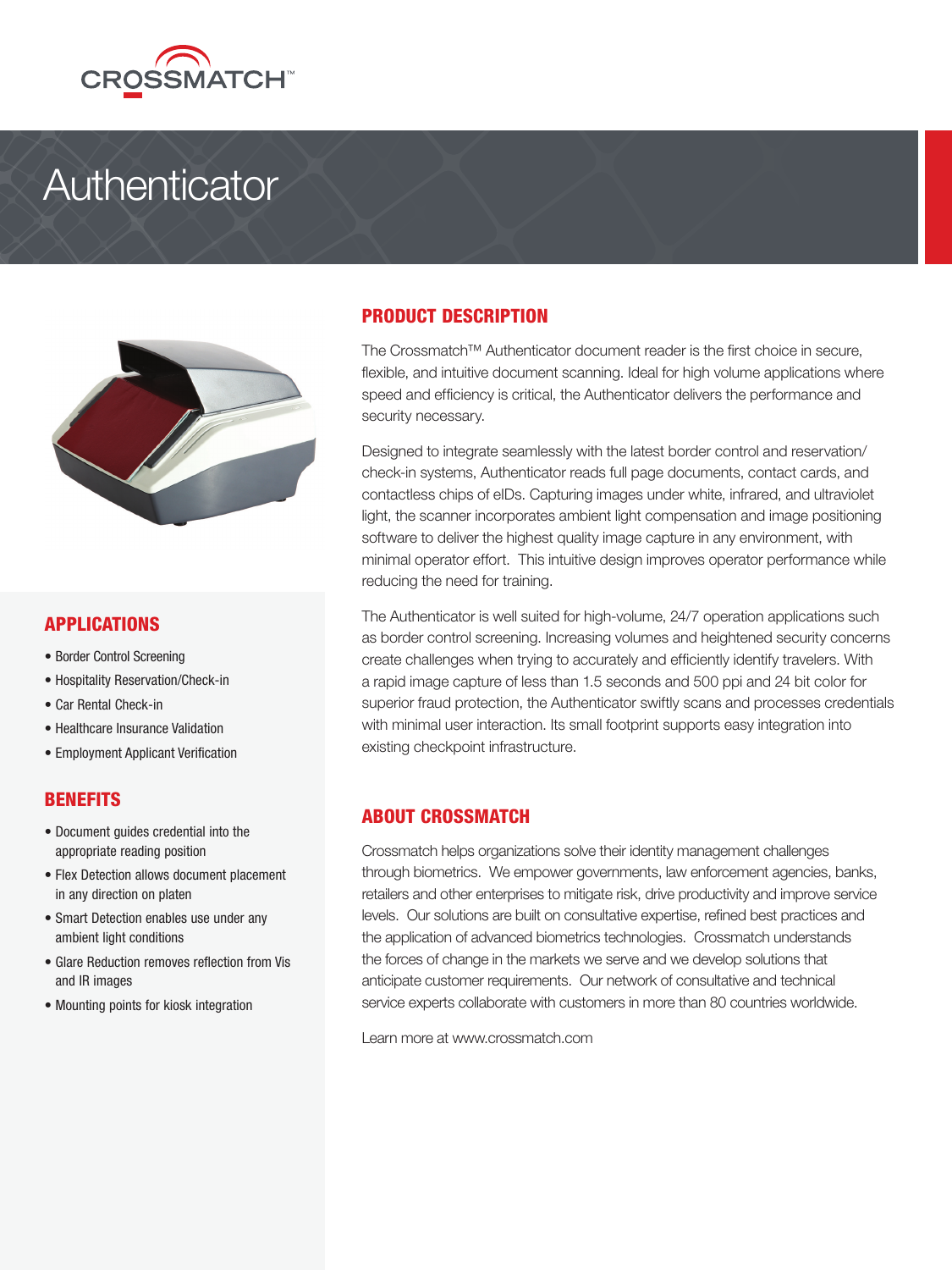CROSSMATCH™

# Authenticator

## PRODUCT DESCRIPTION

The Crossmatch™ Authenticator document reader is the first choice in secure, flexible, and intuitive document scanning. Ideal for high volume applications where speed and efficiency is critical, the Authenticator delivers the performance and security necessary.

Designed to integrate seamlessly with the latest border control and reservation/check-in systems, Authenticator reads full page documents, contact cards, and contactless chips of eIDs. Capturing images under white, infrared, and ultraviolet light, the scanner incorporates ambient light compensation and image positioning software to deliver the highest quality image capture in any environment, with minimal operator effort. This intuitive design improves operator performance while reducing the need for training.

The Authenticator is well suited for high-volume, 24/7 operation applications such as border control screening. Increasing volumes and heightened security concerns create challenges when trying to accurately and efficiently identify travelers. With a rapid image capture of less than 1.5 seconds and 500 ppi and 24 bit color for superior fraud protection, the Authenticator swiftly scans and processes credentials with minimal user interaction. Its small footprint supports easy integration into existing checkpoint infrastructure.

## APPLICATIONS

- Border Control Screening
- Hospitality Reservation/Check-in
- Car Rental Check-in
- Healthcare Insurance Validation
- Employment Applicant Verification

## BENEFITS

- Document guides credential into the appropriate reading position
- Flex Detection allows document placement in any direction on platen
- Smart Detection enables use under any ambient light conditions
- Glare Reduction removes reflection from Vis and IR images
- Mounting points for kiosk integration

## ABOUT CROSSMATCH

Crossmatch helps organizations solve their identity management challenges through biometrics. We empower governments, law enforcement agencies, banks, retailers and other enterprises to mitigate risk, drive productivity and improve service levels. Our solutions are built on consultative expertise, refined best practices and the application of advanced biometrics technologies. Crossmatch understands the forces of change in the markets we serve and we develop solutions that anticipate customer requirements. Our network of consultative and technical service experts collaborate with customers in more than 80 countries worldwide.

Learn more at www.crossmatch.com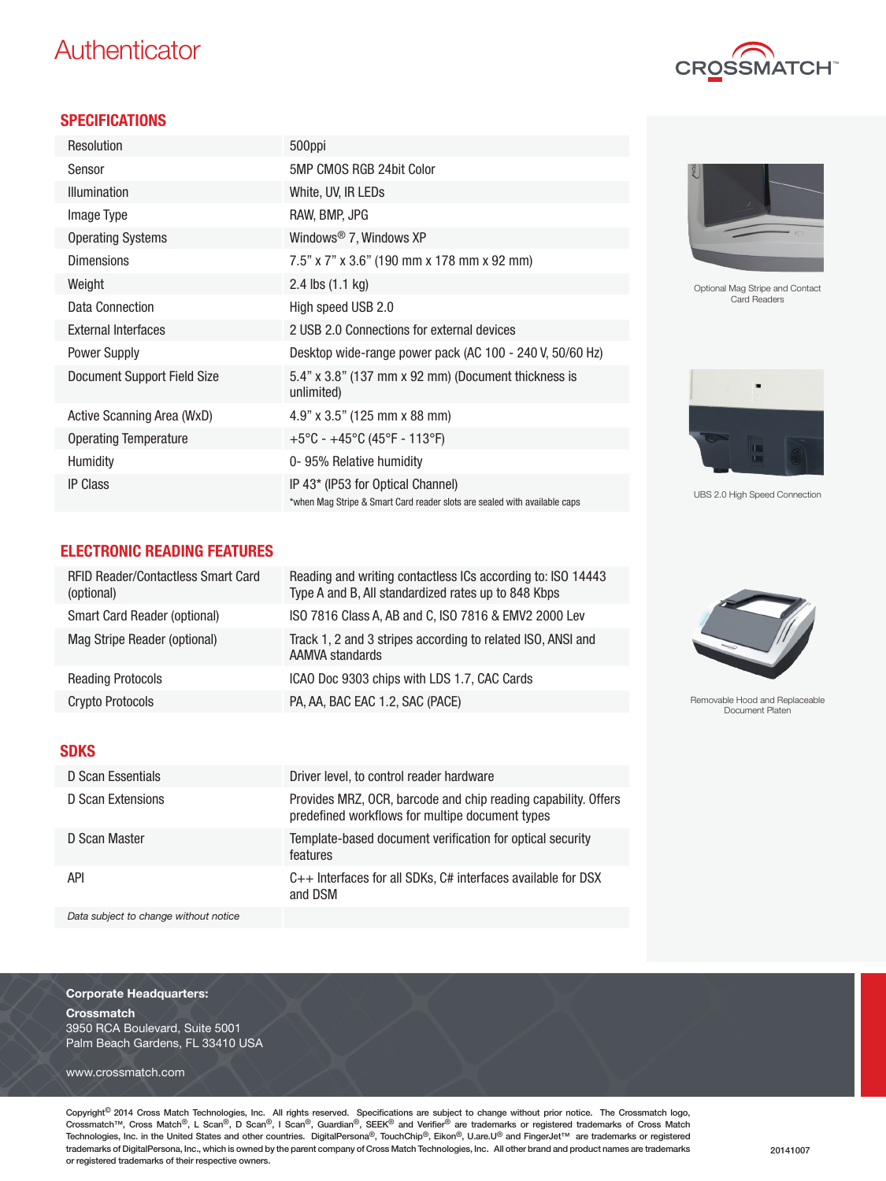# Authenticator

## SPECIFICATIONS

| | |
|---|---|
| Resolution | 500ppi |
| Sensor | 5MP CMOS RGB 24bit Color |
| Illumination | White, UV, IR LEDs |
| Image Type | RAW, BMP, JPG |
| Operating Systems | Windows® 7, Windows XP |
| Dimensions | 7.5" x 7" x 3.6" (190 mm x 178 mm x 92 mm) |
| Weight | 2.4 lbs (1.1 kg) |
| Data Connection | High speed USB 2.0 |
| External Interfaces | 2 USB 2.0 Connections for external devices |
| Power Supply | Desktop wide-range power pack (AC 100 - 240 V, 50/60 Hz) |
| Document Support Field Size | 5.4" x 3.8" (137 mm x 92 mm) (Document thickness is unlimited) |
| Active Scanning Area (WxD) | 4.9" x 3.5" (125 mm x 88 mm) |
| Operating Temperature | +5°C - +45°C (45°F - 113°F) |
| Humidity | 0- 95% Relative humidity |
| IP Class | IP 43* (IP53 for Optical Channel) *when Mag Stripe & Smart Card reader slots are sealed with available caps |

## ELECTRONIC READING FEATURES

| | |
|---|---|
| RFID Reader/Contactless Smart Card (optional) | Reading and writing contactless ICs according to: ISO 14443 Type A and B, All standardized rates up to 848 Kbps |
| Smart Card Reader (optional) | ISO 7816 Class A, AB and C, ISO 7816 & EMV2 2000 Lev |
| Mag Stripe Reader (optional) | Track 1, 2 and 3 stripes according to related ISO, ANSI and AAMVA standards |
| Reading Protocols | ICAO Doc 9303 chips with LDS 1.7, CAC Cards |
| Crypto Protocols | PA, AA, BAC EAC 1.2, SAC (PACE) |

## SDKS

| | |
|---|---|
| D Scan Essentials | Driver level, to control reader hardware |
| D Scan Extensions | Provides MRZ, OCR, barcode and chip reading capability. Offers predefined workflows for multipe document types |
| D Scan Master | Template-based document verification for optical security features |
| API | C++ Interfaces for all SDKs, C# interfaces available for DSX and DSM |
| *Data subject to change without notice* | |

Optional Mag Stripe and Contact Card Readers

UBS 2.0 High Speed Connection

Removable Hood and Replaceable Document Platen

**Corporate Headquarters:**

**Crossmatch**
3950 RCA Boulevard, Suite 5001
Palm Beach Gardens, FL 33410 USA

www.crossmatch.com

Copyright© 2014 Cross Match Technologies, Inc. All rights reserved. Specifications are subject to change without prior notice. The Crossmatch logo, Crossmatch™, Cross Match®, L Scan®, D Scan®, I Scan®, Guardian®, SEEK® and Verifier® are trademarks or registered trademarks of Cross Match Technologies, Inc. in the United States and other countries. DigitalPersona®, TouchChip®, Eikon®, U.are.U® and FingerJet™ are trademarks or registered trademarks of DigitalPersona, Inc., which is owned by the parent company of Cross Match Technologies, Inc. All other brand and product names are trademarks or registered trademarks of their respective owners.

20141007